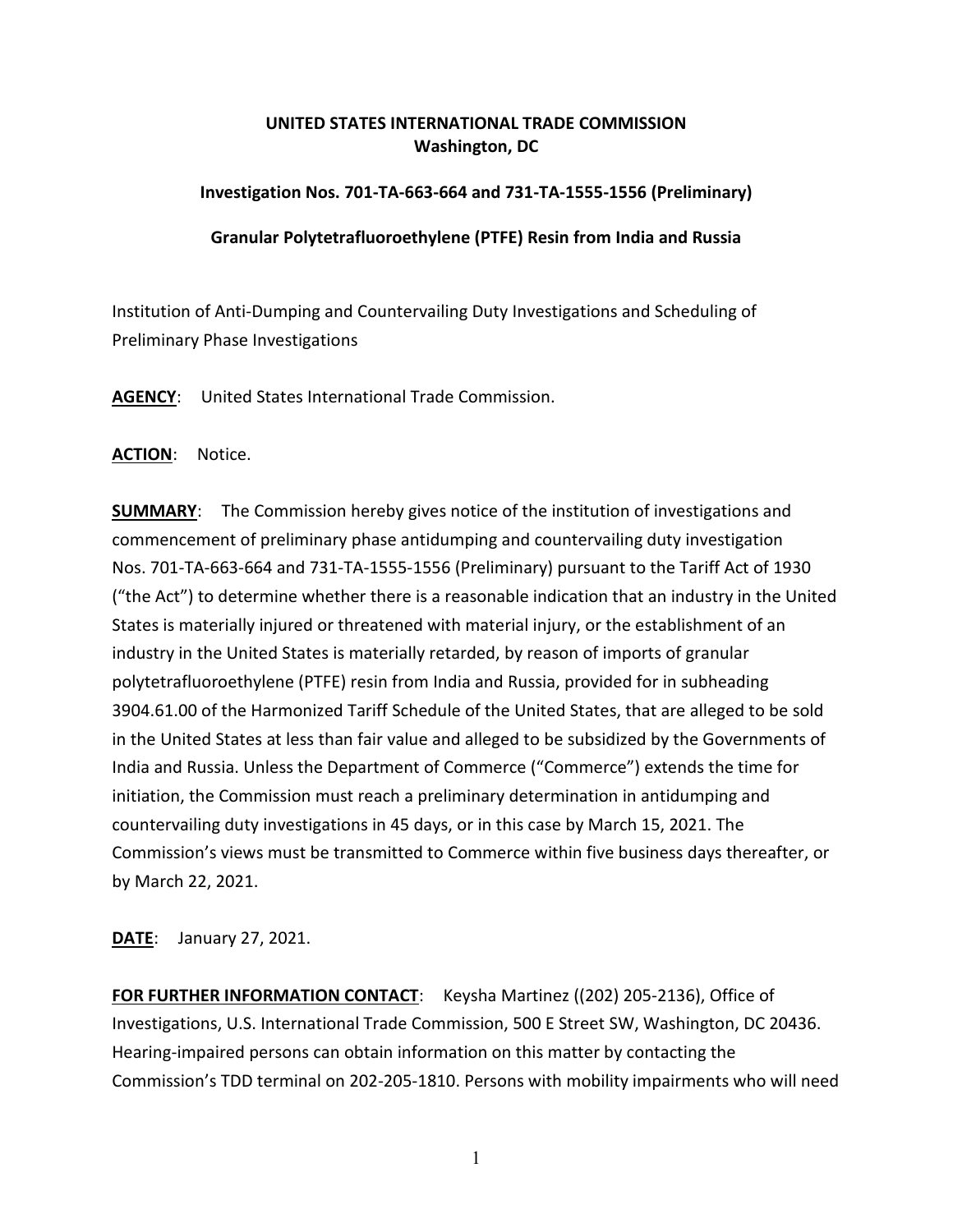**UNITED STATES INTERNATIONAL TRADE COMMISSION**
**Washington, DC**

**Investigation Nos. 701-TA-663-664 and 731-TA-1555-1556 (Preliminary)**

**Granular Polytetrafluoroethylene (PTFE) Resin from India and Russia**

Institution of Anti-Dumping and Countervailing Duty Investigations and Scheduling of Preliminary Phase Investigations

**AGENCY**: United States International Trade Commission.

**ACTION**: Notice.

**SUMMARY**: The Commission hereby gives notice of the institution of investigations and commencement of preliminary phase antidumping and countervailing duty investigation Nos. 701-TA-663-664 and 731-TA-1555-1556 (Preliminary) pursuant to the Tariff Act of 1930 ("the Act") to determine whether there is a reasonable indication that an industry in the United States is materially injured or threatened with material injury, or the establishment of an industry in the United States is materially retarded, by reason of imports of granular polytetrafluoroethylene (PTFE) resin from India and Russia, provided for in subheading 3904.61.00 of the Harmonized Tariff Schedule of the United States, that are alleged to be sold in the United States at less than fair value and alleged to be subsidized by the Governments of India and Russia. Unless the Department of Commerce ("Commerce") extends the time for initiation, the Commission must reach a preliminary determination in antidumping and countervailing duty investigations in 45 days, or in this case by March 15, 2021. The Commission's views must be transmitted to Commerce within five business days thereafter, or by March 22, 2021.

**DATE**: January 27, 2021.

**FOR FURTHER INFORMATION CONTACT**: Keysha Martinez ((202) 205-2136), Office of Investigations, U.S. International Trade Commission, 500 E Street SW, Washington, DC 20436. Hearing-impaired persons can obtain information on this matter by contacting the Commission's TDD terminal on 202-205-1810. Persons with mobility impairments who will need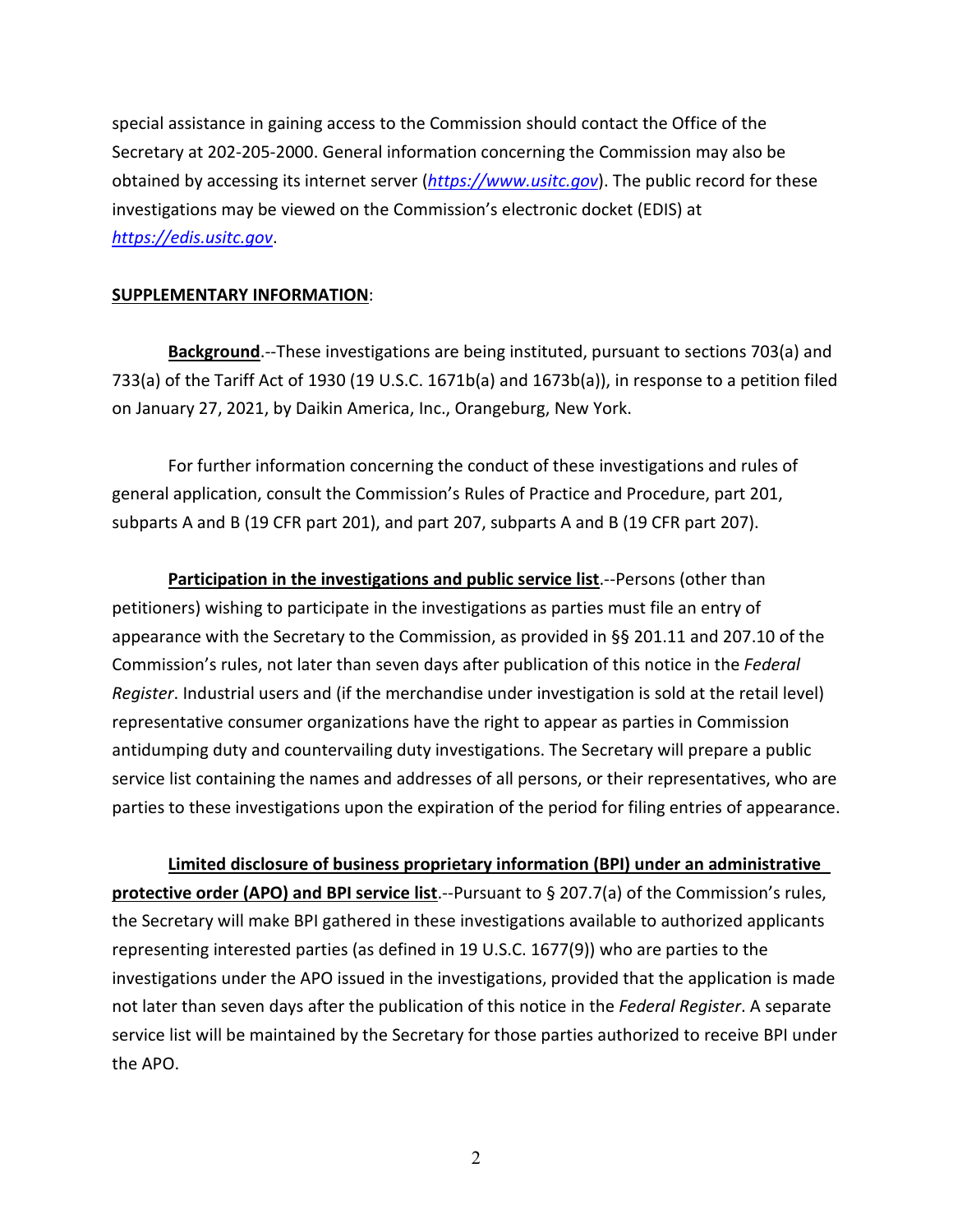special assistance in gaining access to the Commission should contact the Office of the Secretary at 202-205-2000. General information concerning the Commission may also be obtained by accessing its internet server (*https://www.usitc.gov*). The public record for these investigations may be viewed on the Commission's electronic docket (EDIS) at *https://edis.usitc.gov*.

**SUPPLEMENTARY INFORMATION**:

**Background**.--These investigations are being instituted, pursuant to sections 703(a) and 733(a) of the Tariff Act of 1930 (19 U.S.C. 1671b(a) and 1673b(a)), in response to a petition filed on January 27, 2021, by Daikin America, Inc., Orangeburg, New York.

For further information concerning the conduct of these investigations and rules of general application, consult the Commission's Rules of Practice and Procedure, part 201, subparts A and B (19 CFR part 201), and part 207, subparts A and B (19 CFR part 207).

**Participation in the investigations and public service list**.--Persons (other than petitioners) wishing to participate in the investigations as parties must file an entry of appearance with the Secretary to the Commission, as provided in §§ 201.11 and 207.10 of the Commission's rules, not later than seven days after publication of this notice in the *Federal Register*. Industrial users and (if the merchandise under investigation is sold at the retail level) representative consumer organizations have the right to appear as parties in Commission antidumping duty and countervailing duty investigations. The Secretary will prepare a public service list containing the names and addresses of all persons, or their representatives, who are parties to these investigations upon the expiration of the period for filing entries of appearance.

**Limited disclosure of business proprietary information (BPI) under an administrative protective order (APO) and BPI service list**.--Pursuant to § 207.7(a) of the Commission's rules, the Secretary will make BPI gathered in these investigations available to authorized applicants representing interested parties (as defined in 19 U.S.C. 1677(9)) who are parties to the investigations under the APO issued in the investigations, provided that the application is made not later than seven days after the publication of this notice in the *Federal Register*. A separate service list will be maintained by the Secretary for those parties authorized to receive BPI under the APO.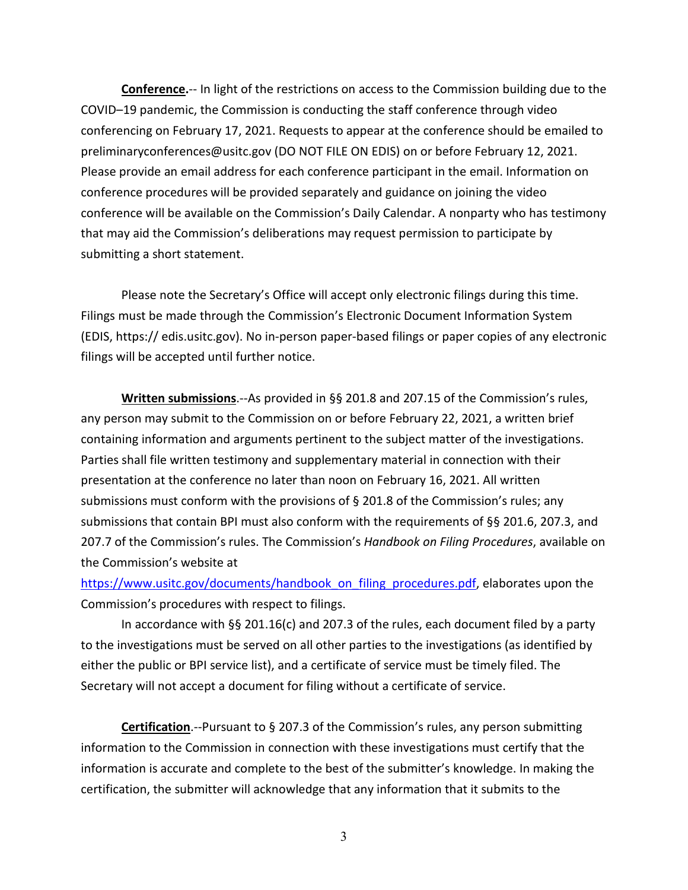**Conference.**-- In light of the restrictions on access to the Commission building due to the COVID–19 pandemic, the Commission is conducting the staff conference through video conferencing on February 17, 2021. Requests to appear at the conference should be emailed to preliminaryconferences@usitc.gov (DO NOT FILE ON EDIS) on or before February 12, 2021. Please provide an email address for each conference participant in the email. Information on conference procedures will be provided separately and guidance on joining the video conference will be available on the Commission's Daily Calendar. A nonparty who has testimony that may aid the Commission's deliberations may request permission to participate by submitting a short statement.

Please note the Secretary's Office will accept only electronic filings during this time. Filings must be made through the Commission's Electronic Document Information System (EDIS, https:// edis.usitc.gov). No in-person paper-based filings or paper copies of any electronic filings will be accepted until further notice.

**Written submissions**.--As provided in §§ 201.8 and 207.15 of the Commission's rules, any person may submit to the Commission on or before February 22, 2021, a written brief containing information and arguments pertinent to the subject matter of the investigations. Parties shall file written testimony and supplementary material in connection with their presentation at the conference no later than noon on February 16, 2021. All written submissions must conform with the provisions of § 201.8 of the Commission's rules; any submissions that contain BPI must also conform with the requirements of §§ 201.6, 207.3, and 207.7 of the Commission's rules. The Commission's *Handbook on Filing Procedures*, available on the Commission's website at https://www.usitc.gov/documents/handbook_on_filing_procedures.pdf, elaborates upon the Commission's procedures with respect to filings.

In accordance with §§ 201.16(c) and 207.3 of the rules, each document filed by a party to the investigations must be served on all other parties to the investigations (as identified by either the public or BPI service list), and a certificate of service must be timely filed. The Secretary will not accept a document for filing without a certificate of service.

**Certification**.--Pursuant to § 207.3 of the Commission's rules, any person submitting information to the Commission in connection with these investigations must certify that the information is accurate and complete to the best of the submitter's knowledge. In making the certification, the submitter will acknowledge that any information that it submits to the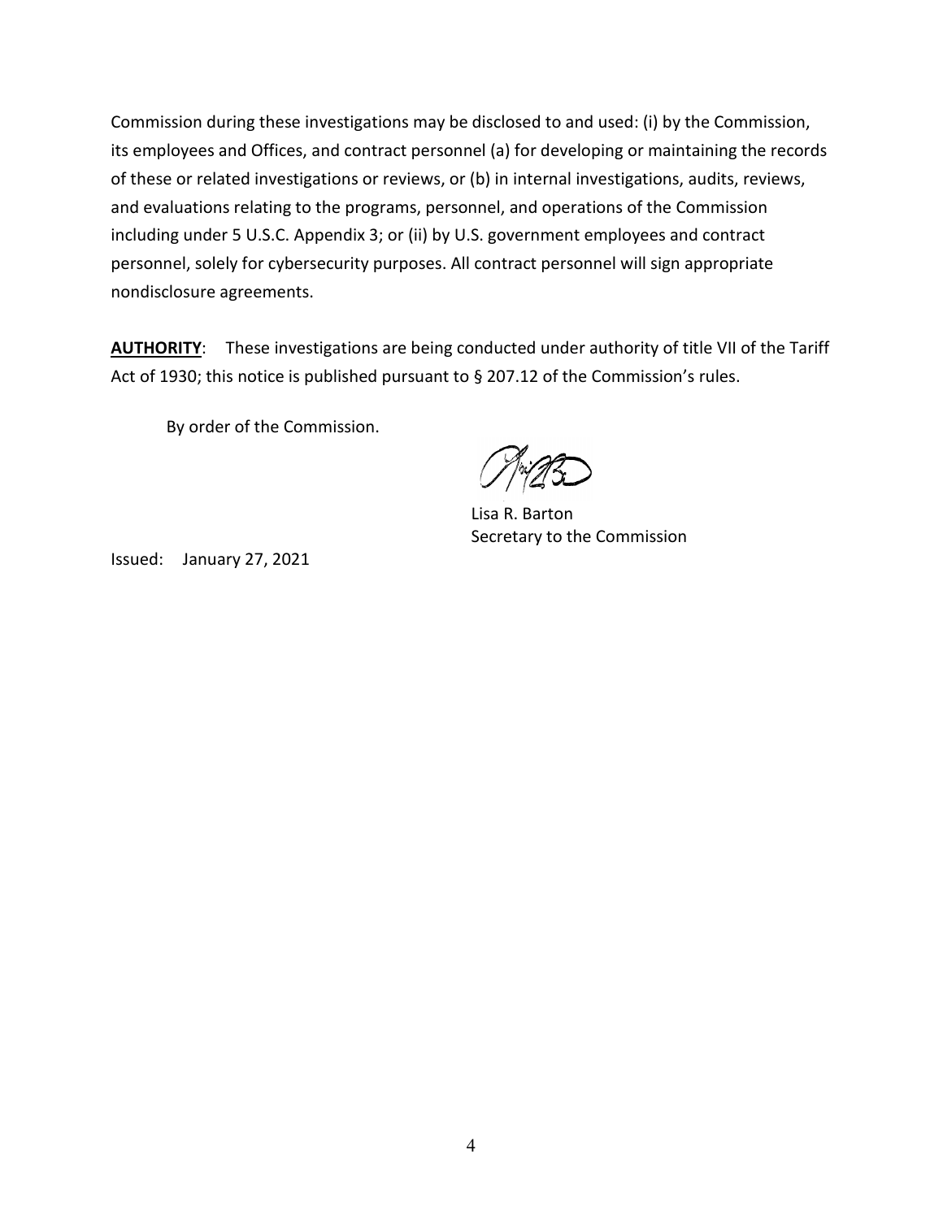Commission during these investigations may be disclosed to and used: (i) by the Commission, its employees and Offices, and contract personnel (a) for developing or maintaining the records of these or related investigations or reviews, or (b) in internal investigations, audits, reviews, and evaluations relating to the programs, personnel, and operations of the Commission including under 5 U.S.C. Appendix 3; or (ii) by U.S. government employees and contract personnel, solely for cybersecurity purposes. All contract personnel will sign appropriate nondisclosure agreements.

**AUTHORITY**: These investigations are being conducted under authority of title VII of the Tariff Act of 1930; this notice is published pursuant to § 207.12 of the Commission's rules.

By order of the Commission.

Lisa R. Barton
Secretary to the Commission

Issued: January 27, 2021